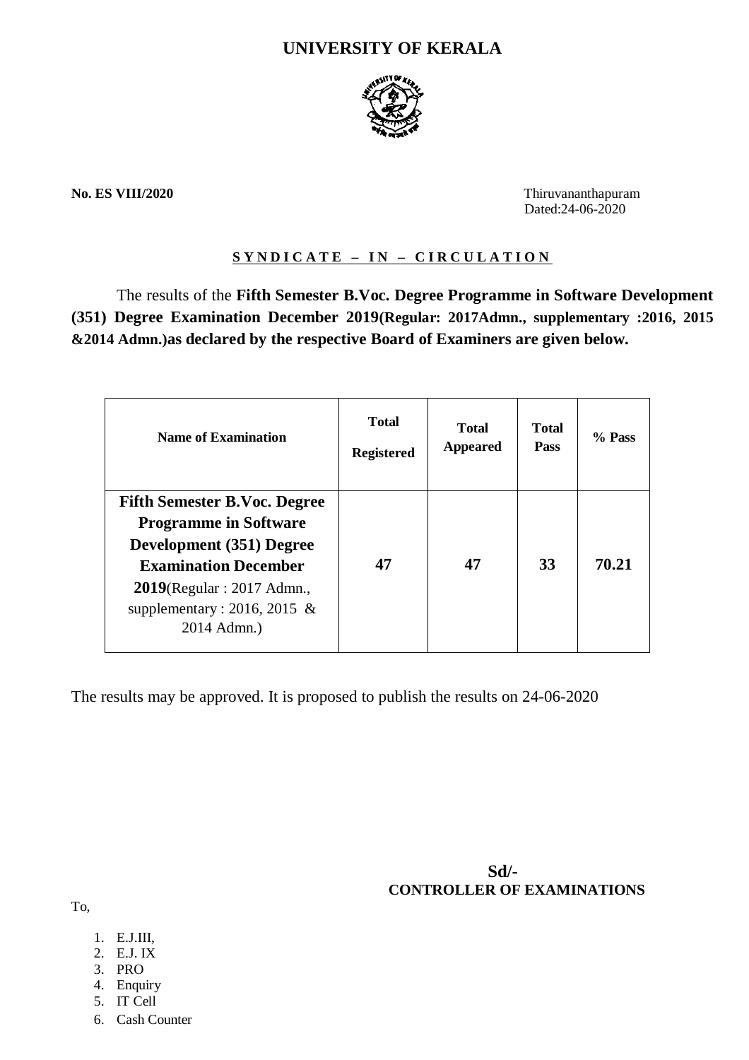# UNIVERSITY OF KERALA

**No. ES VIII/2020**

Thiruvananthapuram
Dated:24-06-2020

**S Y N D I C A T E – I N – C I R C U L A T I O N**

The results of the **Fifth Semester B.Voc. Degree Programme in Software Development (351) Degree Examination December 2019(Regular: 2017Admn., supplementary :2016, 2015 &2014 Admn.)as declared by the respective Board of Examiners are given below.**

| Name of Examination | Total Registered | Total Appeared | Total Pass | % Pass |
|---|---|---|---|---|
| **Fifth Semester B.Voc. Degree Programme in Software Development (351) Degree Examination December 2019**(Regular : 2017 Admn., supplementary : 2016, 2015 & 2014 Admn.) | **47** | **47** | **33** | **70.21** |

The results may be approved. It is proposed to publish the results on 24-06-2020

**Sd/-**
**CONTROLLER OF EXAMINATIONS**

To,

1. E.J.III,
2. E.J. IX
3. PRO
4. Enquiry
5. IT Cell
6. Cash Counter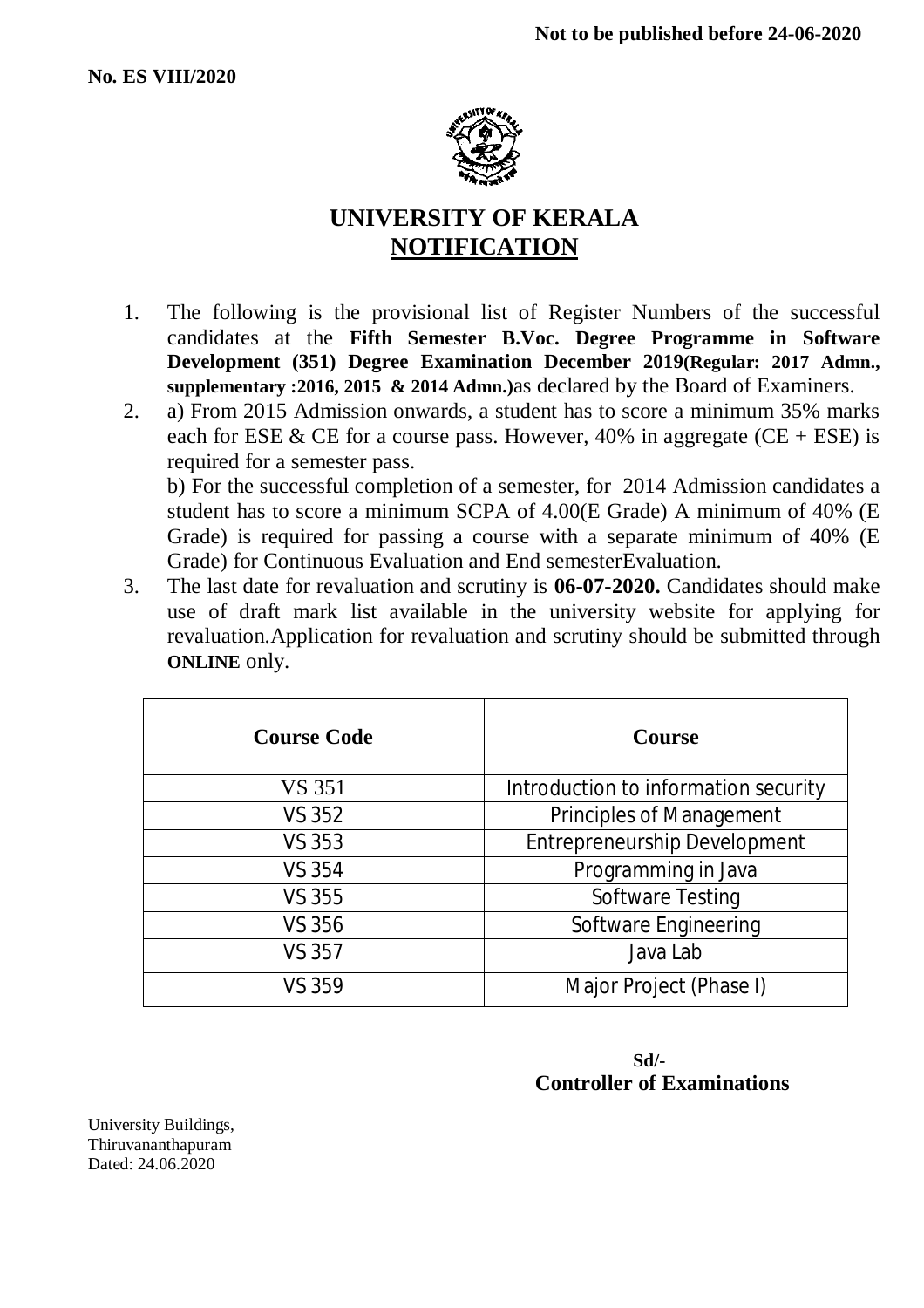**Not to be published before 24-06-2020**

**No. ES VIII/2020**

# UNIVERSITY OF KERALA
## NOTIFICATION

1. The following is the provisional list of Register Numbers of the successful candidates at the **Fifth Semester B.Voc. Degree Programme in Software Development (351) Degree Examination December 2019(Regular: 2017 Admn., supplementary :2016, 2015 & 2014 Admn.)**as declared by the Board of Examiners.
2. a) From 2015 Admission onwards, a student has to score a minimum 35% marks each for ESE & CE for a course pass. However, 40% in aggregate (CE + ESE) is required for a semester pass.

   b) For the successful completion of a semester, for 2014 Admission candidates a student has to score a minimum SCPA of 4.00(E Grade) A minimum of 40% (E Grade) is required for passing a course with a separate minimum of 40% (E Grade) for Continuous Evaluation and End semesterEvaluation.
3. The last date for revaluation and scrutiny is **06-07-2020.** Candidates should make use of draft mark list available in the university website for applying for revaluation.Application for revaluation and scrutiny should be submitted through **ONLINE** only.

| Course Code | Course |
|---|---|
| VS 351 | Introduction to information security |
| VS 352 | Principles of Management |
| VS 353 | Entrepreneurship Development |
| VS 354 | Programming in Java |
| VS 355 | Software Testing |
| VS 356 | Software Engineering |
| VS 357 | Java Lab |
| VS 359 | Major Project (Phase I) |

**Sd/-**
**Controller of Examinations**

University Buildings,
Thiruvananthapuram
Dated: 24.06.2020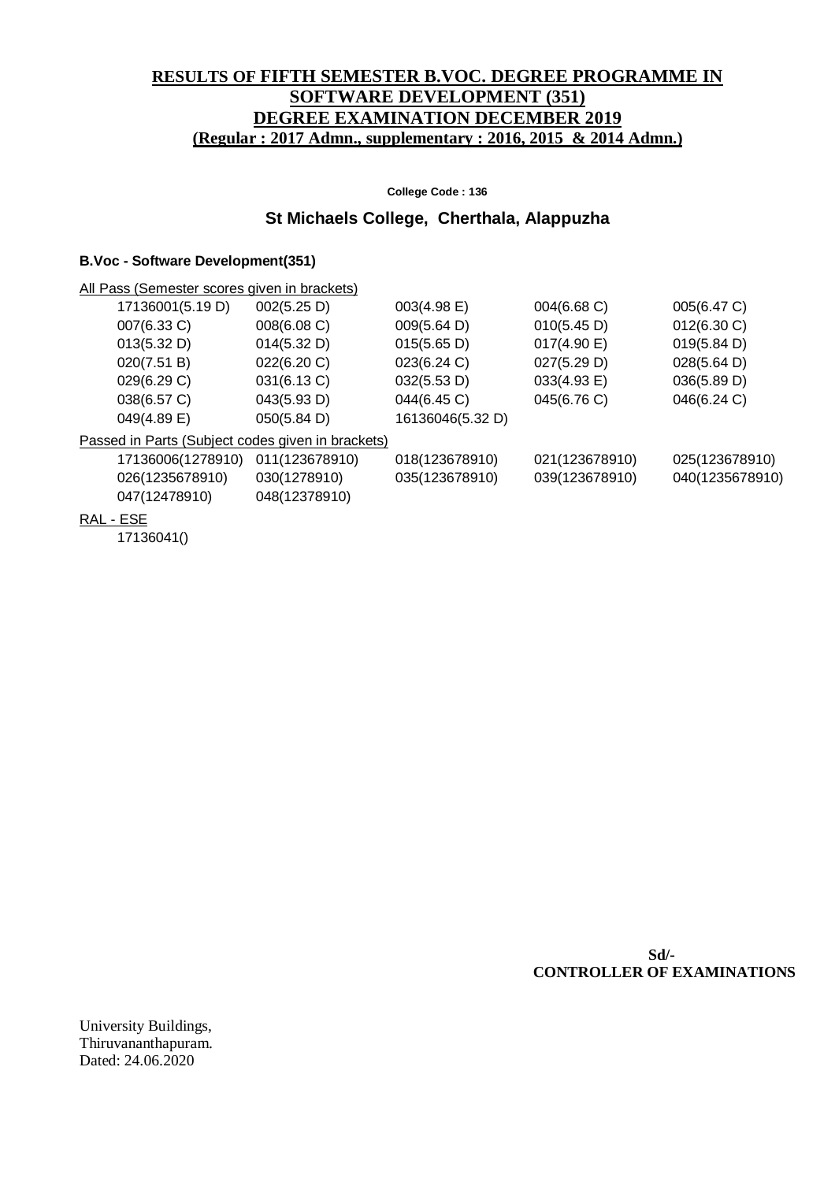# RESULTS OF FIFTH SEMESTER B.VOC. DEGREE PROGRAMME IN SOFTWARE DEVELOPMENT (351) DEGREE EXAMINATION DECEMBER 2019

**(Regular : 2017 Admn., supplementary : 2016, 2015 & 2014 Admn.)**

**College Code : 136**

## St Michaels College, Cherthala, Alappuzha

**B.Voc - Software Development(351)**

All Pass (Semester scores given in brackets)

| | | | | |
|---|---|---|---|---|
| 17136001(5.19 D) | 002(5.25 D) | 003(4.98 E) | 004(6.68 C) | 005(6.47 C) |
| 007(6.33 C) | 008(6.08 C) | 009(5.64 D) | 010(5.45 D) | 012(6.30 C) |
| 013(5.32 D) | 014(5.32 D) | 015(5.65 D) | 017(4.90 E) | 019(5.84 D) |
| 020(7.51 B) | 022(6.20 C) | 023(6.24 C) | 027(5.29 D) | 028(5.64 D) |
| 029(6.29 C) | 031(6.13 C) | 032(5.53 D) | 033(4.93 E) | 036(5.89 D) |
| 038(6.57 C) | 043(5.93 D) | 044(6.45 C) | 045(6.76 C) | 046(6.24 C) |
| 049(4.89 E) | 050(5.84 D) | 16136046(5.32 D) | | |

Passed in Parts (Subject codes given in brackets)

| | | | | |
|---|---|---|---|---|
| 17136006(1278910) | 011(123678910) | 018(123678910) | 021(123678910) | 025(123678910) |
| 026(1235678910) | 030(1278910) | 035(123678910) | 039(123678910) | 040(1235678910) |
| 047(12478910) | 048(12378910) | | | |

RAL - ESE

17136041()

**Sd/-**
**CONTROLLER OF EXAMINATIONS**

University Buildings,
Thiruvananthapuram.
Dated: 24.06.2020